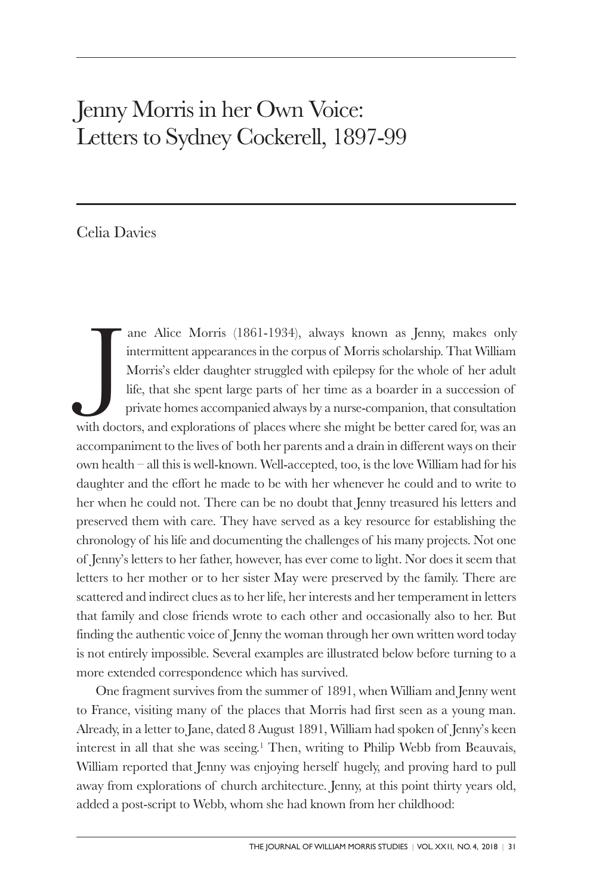# Jenny Morris in her Own Voice: Letters to Sydney Cockerell, 1897-99

Celia Davies

Jane Alice Morris (1861-1934), always known as Jenny, makes only intermittent appearances in the corpus of Morris scholarship. That William Morris's elder daughter struggled with epilepsy for the whole of her adult life, that she spent large parts of her time as a boarder in a succession of private homes accompanied always by a nurse-companion, that consultation with doctors, and explorations of places where she might be better cared for, was an accompaniment to the lives of both her parents and a drain in different ways on their own health – all this is well-known. Well-accepted, too, is the love William had for his daughter and the effort he made to be with her whenever he could and to write to her when he could not. There can be no doubt that Jenny treasured his letters and preserved them with care. They have served as a key resource for establishing the chronology of his life and documenting the challenges of his many projects. Not one of Jenny's letters to her father, however, has ever come to light. Nor does it seem that letters to her mother or to her sister May were preserved by the family. There are scattered and indirect clues as to her life, her interests and her temperament in letters that family and close friends wrote to each other and occasionally also to her. But finding the authentic voice of Jenny the woman through her own written word today is not entirely impossible. Several examples are illustrated below before turning to a more extended correspondence which has survived.

One fragment survives from the summer of 1891, when William and Jenny went to France, visiting many of the places that Morris had first seen as a young man. Already, in a letter to Jane, dated 8 August 1891, William had spoken of Jenny's keen interest in all that she was seeing.[1] Then, writing to Philip Webb from Beauvais, William reported that Jenny was enjoying herself hugely, and proving hard to pull away from explorations of church architecture. Jenny, at this point thirty years old, added a post-script to Webb, whom she had known from her childhood: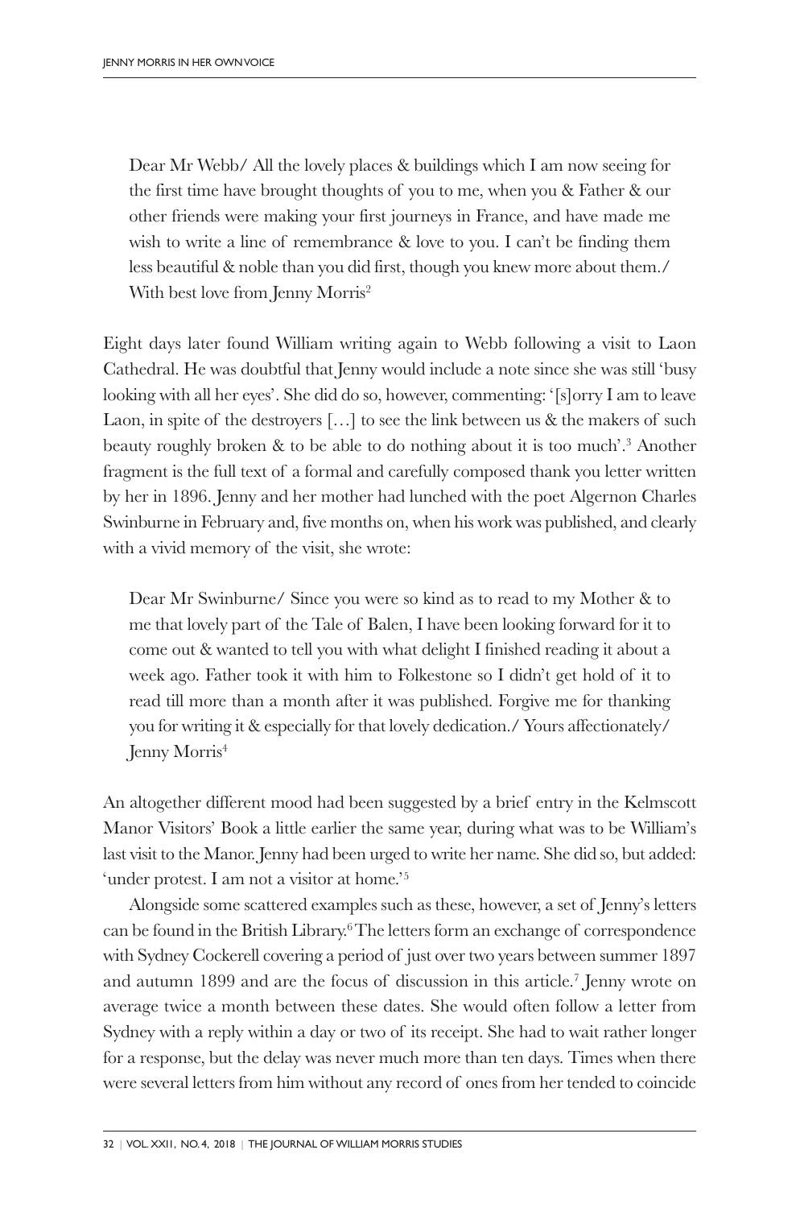> Dear Mr Webb/ All the lovely places & buildings which I am now seeing for the first time have brought thoughts of you to me, when you & Father & our other friends were making your first journeys in France, and have made me wish to write a line of remembrance & love to you. I can't be finding them less beautiful & noble than you did first, though you knew more about them./ With best love from Jenny Morris[2]

Eight days later found William writing again to Webb following a visit to Laon Cathedral. He was doubtful that Jenny would include a note since she was still 'busy looking with all her eyes'. She did do so, however, commenting: '[s]orry I am to leave Laon, in spite of the destroyers […] to see the link between us & the makers of such beauty roughly broken & to be able to do nothing about it is too much'.[3] Another fragment is the full text of a formal and carefully composed thank you letter written by her in 1896. Jenny and her mother had lunched with the poet Algernon Charles Swinburne in February and, five months on, when his work was published, and clearly with a vivid memory of the visit, she wrote:

> Dear Mr Swinburne/ Since you were so kind as to read to my Mother & to me that lovely part of the Tale of Balen, I have been looking forward for it to come out & wanted to tell you with what delight I finished reading it about a week ago. Father took it with him to Folkestone so I didn't get hold of it to read till more than a month after it was published. Forgive me for thanking you for writing it & especially for that lovely dedication./ Yours affectionately/ Jenny Morris[4]

An altogether different mood had been suggested by a brief entry in the Kelmscott Manor Visitors' Book a little earlier the same year, during what was to be William's last visit to the Manor. Jenny had been urged to write her name. She did so, but added: 'under protest. I am not a visitor at home.'[5]

Alongside some scattered examples such as these, however, a set of Jenny's letters can be found in the British Library.[6] The letters form an exchange of correspondence with Sydney Cockerell covering a period of just over two years between summer 1897 and autumn 1899 and are the focus of discussion in this article.[7] Jenny wrote on average twice a month between these dates. She would often follow a letter from Sydney with a reply within a day or two of its receipt. She had to wait rather longer for a response, but the delay was never much more than ten days. Times when there were several letters from him without any record of ones from her tended to coincide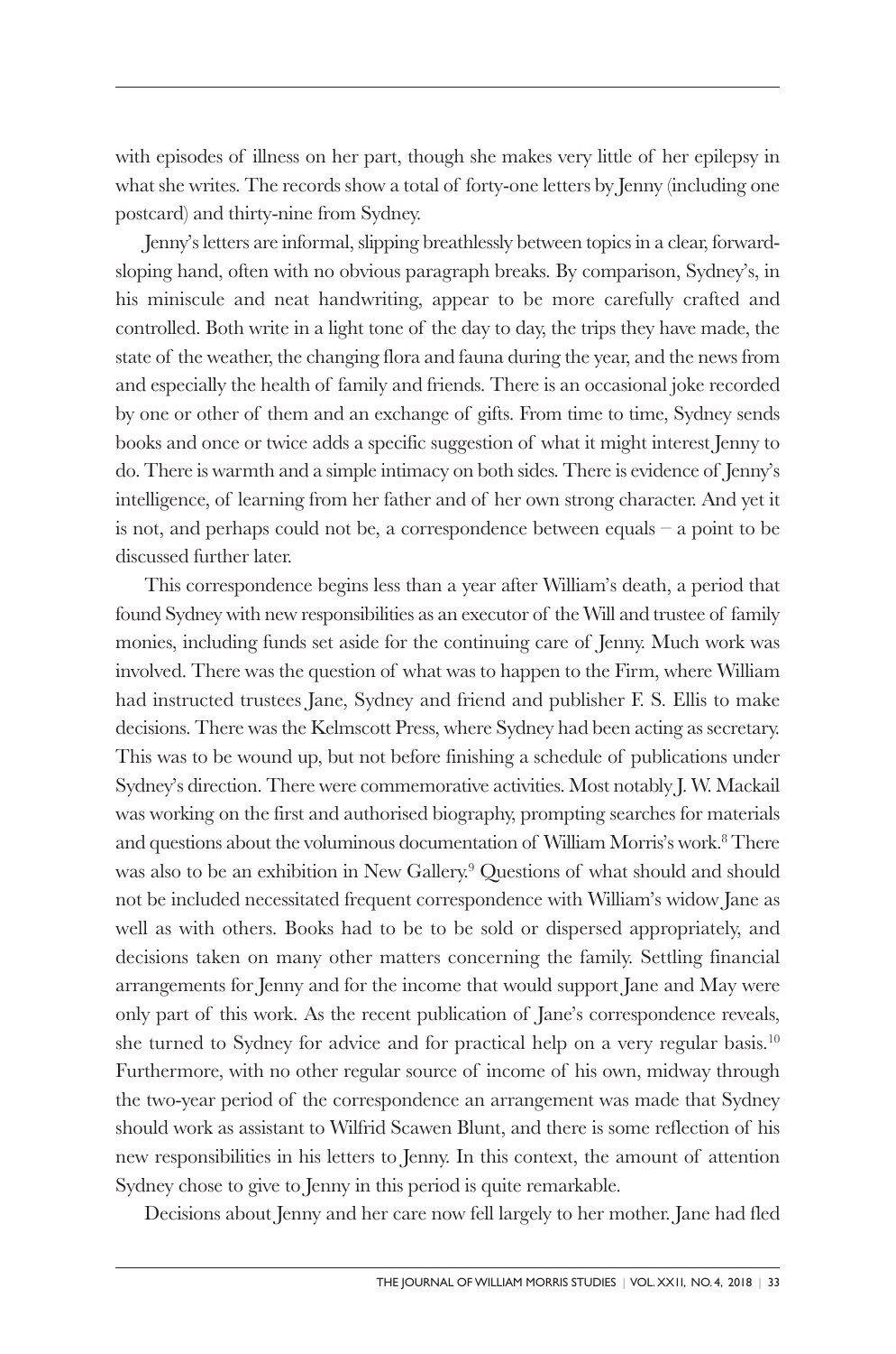with episodes of illness on her part, though she makes very little of her epilepsy in what she writes. The records show a total of forty-one letters by Jenny (including one postcard) and thirty-nine from Sydney.

Jenny's letters are informal, slipping breathlessly between topics in a clear, forward-sloping hand, often with no obvious paragraph breaks. By comparison, Sydney's, in his miniscule and neat handwriting, appear to be more carefully crafted and controlled. Both write in a light tone of the day to day, the trips they have made, the state of the weather, the changing flora and fauna during the year, and the news from and especially the health of family and friends. There is an occasional joke recorded by one or other of them and an exchange of gifts. From time to time, Sydney sends books and once or twice adds a specific suggestion of what it might interest Jenny to do. There is warmth and a simple intimacy on both sides. There is evidence of Jenny's intelligence, of learning from her father and of her own strong character. And yet it is not, and perhaps could not be, a correspondence between equals – a point to be discussed further later.

This correspondence begins less than a year after William's death, a period that found Sydney with new responsibilities as an executor of the Will and trustee of family monies, including funds set aside for the continuing care of Jenny. Much work was involved. There was the question of what was to happen to the Firm, where William had instructed trustees Jane, Sydney and friend and publisher F. S. Ellis to make decisions. There was the Kelmscott Press, where Sydney had been acting as secretary. This was to be wound up, but not before finishing a schedule of publications under Sydney's direction. There were commemorative activities. Most notably J. W. Mackail was working on the first and authorised biography, prompting searches for materials and questions about the voluminous documentation of William Morris's work.[8] There was also to be an exhibition in New Gallery.[9] Questions of what should and should not be included necessitated frequent correspondence with William's widow Jane as well as with others. Books had to be to be sold or dispersed appropriately, and decisions taken on many other matters concerning the family. Settling financial arrangements for Jenny and for the income that would support Jane and May were only part of this work. As the recent publication of Jane's correspondence reveals, she turned to Sydney for advice and for practical help on a very regular basis.[10] Furthermore, with no other regular source of income of his own, midway through the two-year period of the correspondence an arrangement was made that Sydney should work as assistant to Wilfrid Scawen Blunt, and there is some reflection of his new responsibilities in his letters to Jenny. In this context, the amount of attention Sydney chose to give to Jenny in this period is quite remarkable.

Decisions about Jenny and her care now fell largely to her mother. Jane had fled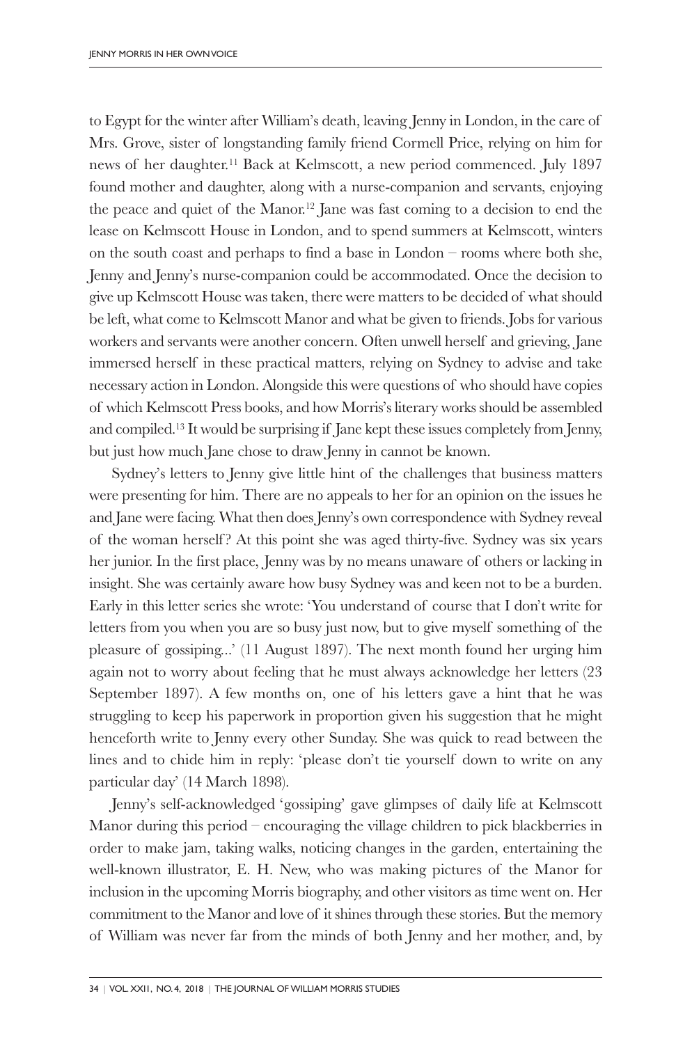to Egypt for the winter after William's death, leaving Jenny in London, in the care of Mrs. Grove, sister of longstanding family friend Cormell Price, relying on him for news of her daughter.[11] Back at Kelmscott, a new period commenced. July 1897 found mother and daughter, along with a nurse-companion and servants, enjoying the peace and quiet of the Manor.[12] Jane was fast coming to a decision to end the lease on Kelmscott House in London, and to spend summers at Kelmscott, winters on the south coast and perhaps to find a base in London – rooms where both she, Jenny and Jenny's nurse-companion could be accommodated. Once the decision to give up Kelmscott House was taken, there were matters to be decided of what should be left, what come to Kelmscott Manor and what be given to friends. Jobs for various workers and servants were another concern. Often unwell herself and grieving, Jane immersed herself in these practical matters, relying on Sydney to advise and take necessary action in London. Alongside this were questions of who should have copies of which Kelmscott Press books, and how Morris's literary works should be assembled and compiled.[13] It would be surprising if Jane kept these issues completely from Jenny, but just how much Jane chose to draw Jenny in cannot be known.

Sydney's letters to Jenny give little hint of the challenges that business matters were presenting for him. There are no appeals to her for an opinion on the issues he and Jane were facing. What then does Jenny's own correspondence with Sydney reveal of the woman herself? At this point she was aged thirty-five. Sydney was six years her junior. In the first place, Jenny was by no means unaware of others or lacking in insight. She was certainly aware how busy Sydney was and keen not to be a burden. Early in this letter series she wrote: 'You understand of course that I don't write for letters from you when you are so busy just now, but to give myself something of the pleasure of gossiping...' (11 August 1897). The next month found her urging him again not to worry about feeling that he must always acknowledge her letters (23 September 1897). A few months on, one of his letters gave a hint that he was struggling to keep his paperwork in proportion given his suggestion that he might henceforth write to Jenny every other Sunday. She was quick to read between the lines and to chide him in reply: 'please don't tie yourself down to write on any particular day' (14 March 1898).

Jenny's self-acknowledged 'gossiping' gave glimpses of daily life at Kelmscott Manor during this period – encouraging the village children to pick blackberries in order to make jam, taking walks, noticing changes in the garden, entertaining the well-known illustrator, E. H. New, who was making pictures of the Manor for inclusion in the upcoming Morris biography, and other visitors as time went on. Her commitment to the Manor and love of it shines through these stories. But the memory of William was never far from the minds of both Jenny and her mother, and, by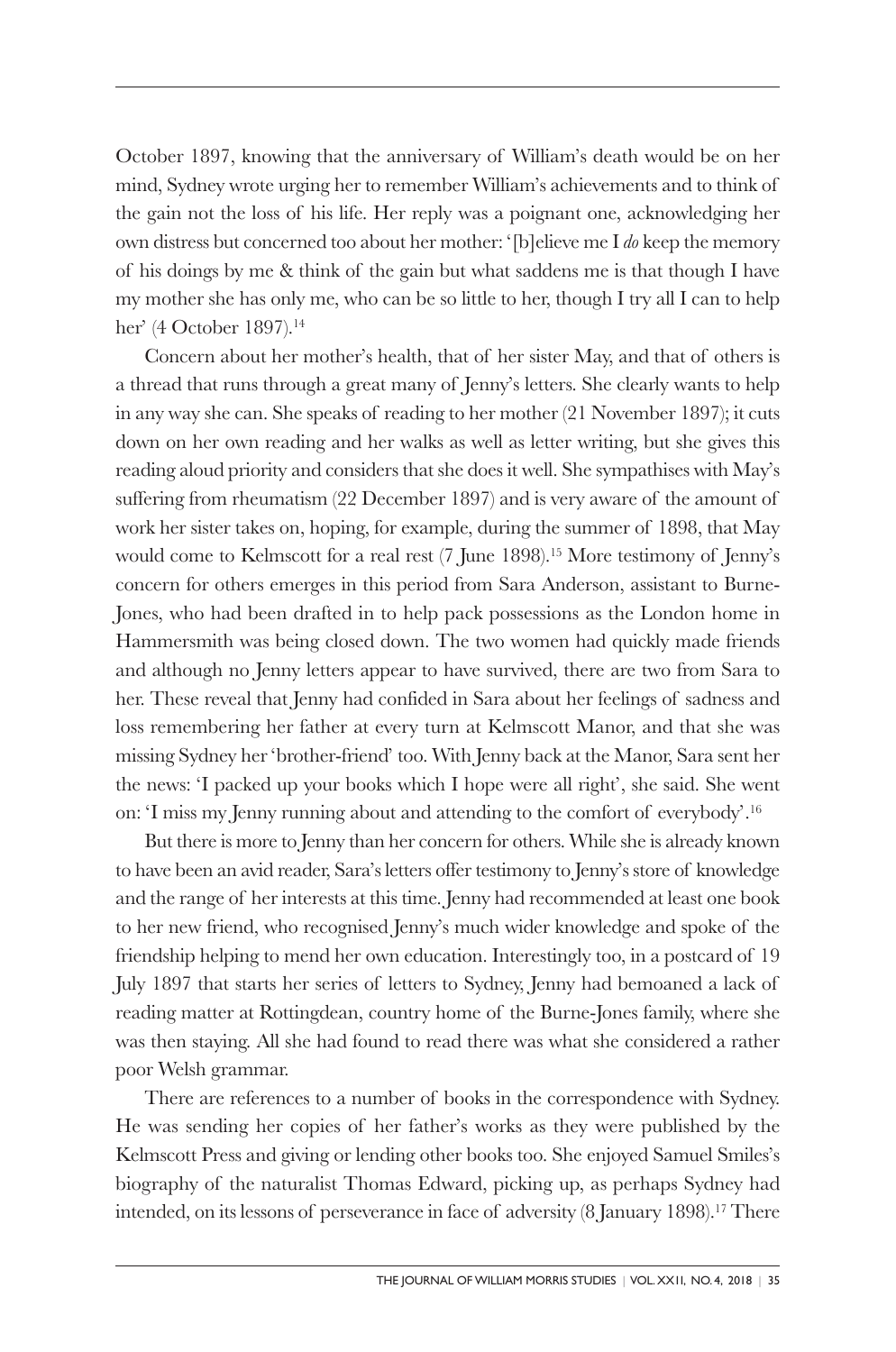October 1897, knowing that the anniversary of William's death would be on her mind, Sydney wrote urging her to remember William's achievements and to think of the gain not the loss of his life. Her reply was a poignant one, acknowledging her own distress but concerned too about her mother: '[b]elieve me I *do* keep the memory of his doings by me & think of the gain but what saddens me is that though I have my mother she has only me, who can be so little to her, though I try all I can to help her' (4 October 1897).[14]

Concern about her mother's health, that of her sister May, and that of others is a thread that runs through a great many of Jenny's letters. She clearly wants to help in any way she can. She speaks of reading to her mother (21 November 1897); it cuts down on her own reading and her walks as well as letter writing, but she gives this reading aloud priority and considers that she does it well. She sympathises with May's suffering from rheumatism (22 December 1897) and is very aware of the amount of work her sister takes on, hoping, for example, during the summer of 1898, that May would come to Kelmscott for a real rest (7 June 1898).[15] More testimony of Jenny's concern for others emerges in this period from Sara Anderson, assistant to Burne-Jones, who had been drafted in to help pack possessions as the London home in Hammersmith was being closed down. The two women had quickly made friends and although no Jenny letters appear to have survived, there are two from Sara to her. These reveal that Jenny had confided in Sara about her feelings of sadness and loss remembering her father at every turn at Kelmscott Manor, and that she was missing Sydney her 'brother-friend' too. With Jenny back at the Manor, Sara sent her the news: 'I packed up your books which I hope were all right', she said. She went on: 'I miss my Jenny running about and attending to the comfort of everybody'.[16]

But there is more to Jenny than her concern for others. While she is already known to have been an avid reader, Sara's letters offer testimony to Jenny's store of knowledge and the range of her interests at this time. Jenny had recommended at least one book to her new friend, who recognised Jenny's much wider knowledge and spoke of the friendship helping to mend her own education. Interestingly too, in a postcard of 19 July 1897 that starts her series of letters to Sydney, Jenny had bemoaned a lack of reading matter at Rottingdean, country home of the Burne-Jones family, where she was then staying. All she had found to read there was what she considered a rather poor Welsh grammar.

There are references to a number of books in the correspondence with Sydney. He was sending her copies of her father's works as they were published by the Kelmscott Press and giving or lending other books too. She enjoyed Samuel Smiles's biography of the naturalist Thomas Edward, picking up, as perhaps Sydney had intended, on its lessons of perseverance in face of adversity (8 January 1898).[17] There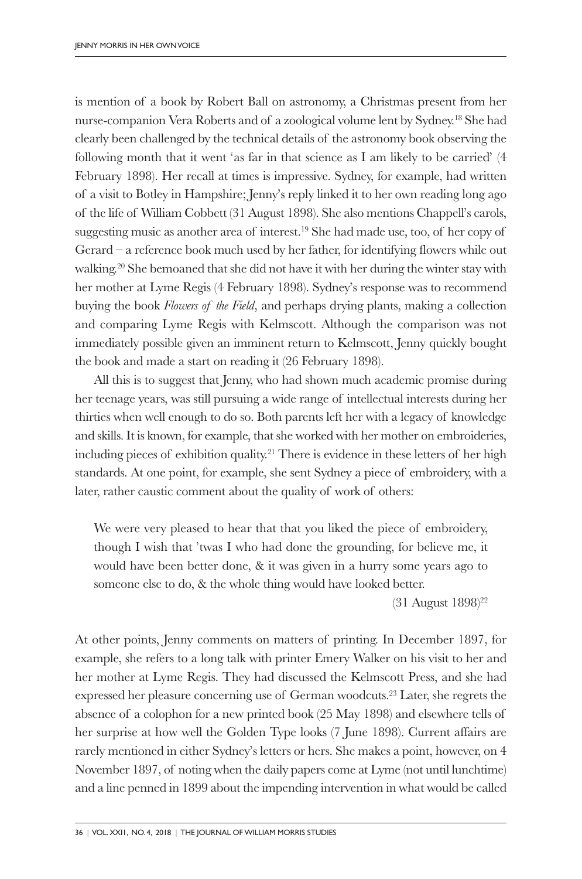is mention of a book by Robert Ball on astronomy, a Christmas present from her nurse-companion Vera Roberts and of a zoological volume lent by Sydney.[18] She had clearly been challenged by the technical details of the astronomy book observing the following month that it went 'as far in that science as I am likely to be carried' (4 February 1898). Her recall at times is impressive. Sydney, for example, had written of a visit to Botley in Hampshire; Jenny's reply linked it to her own reading long ago of the life of William Cobbett (31 August 1898). She also mentions Chappell's carols, suggesting music as another area of interest.[19] She had made use, too, of her copy of Gerard – a reference book much used by her father, for identifying flowers while out walking.[20] She bemoaned that she did not have it with her during the winter stay with her mother at Lyme Regis (4 February 1898). Sydney's response was to recommend buying the book *Flowers of the Field*, and perhaps drying plants, making a collection and comparing Lyme Regis with Kelmscott. Although the comparison was not immediately possible given an imminent return to Kelmscott, Jenny quickly bought the book and made a start on reading it (26 February 1898).

All this is to suggest that Jenny, who had shown much academic promise during her teenage years, was still pursuing a wide range of intellectual interests during her thirties when well enough to do so. Both parents left her with a legacy of knowledge and skills. It is known, for example, that she worked with her mother on embroideries, including pieces of exhibition quality.[21] There is evidence in these letters of her high standards. At one point, for example, she sent Sydney a piece of embroidery, with a later, rather caustic comment about the quality of work of others:

> We were very pleased to hear that that you liked the piece of embroidery, though I wish that 'twas I who had done the grounding, for believe me, it would have been better done, & it was given in a hurry some years ago to someone else to do, & the whole thing would have looked better.
>
> (31 August 1898)[22]

At other points, Jenny comments on matters of printing. In December 1897, for example, she refers to a long talk with printer Emery Walker on his visit to her and her mother at Lyme Regis. They had discussed the Kelmscott Press, and she had expressed her pleasure concerning use of German woodcuts.[23] Later, she regrets the absence of a colophon for a new printed book (25 May 1898) and elsewhere tells of her surprise at how well the Golden Type looks (7 June 1898). Current affairs are rarely mentioned in either Sydney's letters or hers. She makes a point, however, on 4 November 1897, of noting when the daily papers come at Lyme (not until lunchtime) and a line penned in 1899 about the impending intervention in what would be called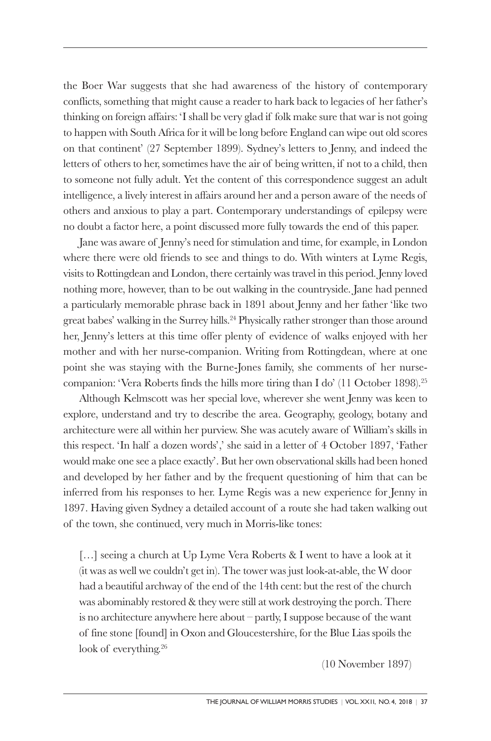the Boer War suggests that she had awareness of the history of contemporary conflicts, something that might cause a reader to hark back to legacies of her father's thinking on foreign affairs: 'I shall be very glad if folk make sure that war is not going to happen with South Africa for it will be long before England can wipe out old scores on that continent' (27 September 1899). Sydney's letters to Jenny, and indeed the letters of others to her, sometimes have the air of being written, if not to a child, then to someone not fully adult. Yet the content of this correspondence suggest an adult intelligence, a lively interest in affairs around her and a person aware of the needs of others and anxious to play a part. Contemporary understandings of epilepsy were no doubt a factor here, a point discussed more fully towards the end of this paper.

Jane was aware of Jenny's need for stimulation and time, for example, in London where there were old friends to see and things to do. With winters at Lyme Regis, visits to Rottingdean and London, there certainly was travel in this period. Jenny loved nothing more, however, than to be out walking in the countryside. Jane had penned a particularly memorable phrase back in 1891 about Jenny and her father 'like two great babes' walking in the Surrey hills.[24] Physically rather stronger than those around her, Jenny's letters at this time offer plenty of evidence of walks enjoyed with her mother and with her nurse-companion. Writing from Rottingdean, where at one point she was staying with the Burne-Jones family, she comments of her nurse-companion: 'Vera Roberts finds the hills more tiring than I do' (11 October 1898).[25]

Although Kelmscott was her special love, wherever she went Jenny was keen to explore, understand and try to describe the area. Geography, geology, botany and architecture were all within her purview. She was acutely aware of William's skills in this respect. 'In half a dozen words',' she said in a letter of 4 October 1897, 'Father would make one see a place exactly'. But her own observational skills had been honed and developed by her father and by the frequent questioning of him that can be inferred from his responses to her. Lyme Regis was a new experience for Jenny in 1897. Having given Sydney a detailed account of a route she had taken walking out of the town, she continued, very much in Morris-like tones:

> [...] seeing a church at Up Lyme Vera Roberts & I went to have a look at it (it was as well we couldn't get in). The tower was just look-at-able, the W door had a beautiful archway of the end of the 14th cent: but the rest of the church was abominably restored & they were still at work destroying the porch. There is no architecture anywhere here about – partly, I suppose because of the want of fine stone [found] in Oxon and Gloucestershire, for the Blue Lias spoils the look of everything.[26]
>
> (10 November 1897)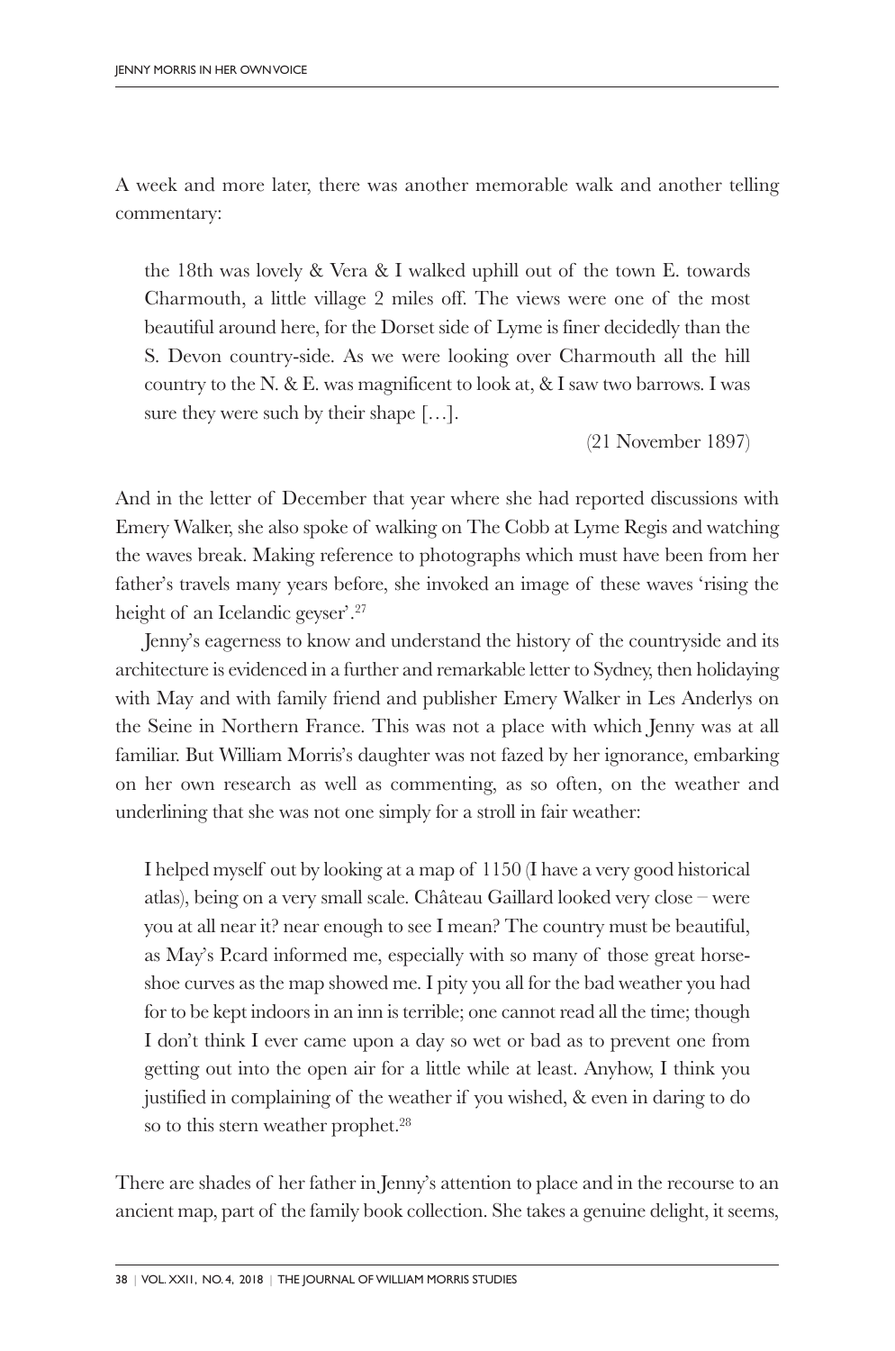A week and more later, there was another memorable walk and another telling commentary:

> the 18th was lovely & Vera & I walked uphill out of the town E. towards Charmouth, a little village 2 miles off. The views were one of the most beautiful around here, for the Dorset side of Lyme is finer decidedly than the S. Devon country-side. As we were looking over Charmouth all the hill country to the N. & E. was magnificent to look at, & I saw two barrows. I was sure they were such by their shape […].
>
> (21 November 1897)

And in the letter of December that year where she had reported discussions with Emery Walker, she also spoke of walking on The Cobb at Lyme Regis and watching the waves break. Making reference to photographs which must have been from her father's travels many years before, she invoked an image of these waves 'rising the height of an Icelandic geyser'.[27]

Jenny's eagerness to know and understand the history of the countryside and its architecture is evidenced in a further and remarkable letter to Sydney, then holidaying with May and with family friend and publisher Emery Walker in Les Anderlys on the Seine in Northern France. This was not a place with which Jenny was at all familiar. But William Morris's daughter was not fazed by her ignorance, embarking on her own research as well as commenting, as so often, on the weather and underlining that she was not one simply for a stroll in fair weather:

> I helped myself out by looking at a map of 1150 (I have a very good historical atlas), being on a very small scale. Château Gaillard looked very close – were you at all near it? near enough to see I mean? The country must be beautiful, as May's P.card informed me, especially with so many of those great horse-shoe curves as the map showed me. I pity you all for the bad weather you had for to be kept indoors in an inn is terrible; one cannot read all the time; though I don't think I ever came upon a day so wet or bad as to prevent one from getting out into the open air for a little while at least. Anyhow, I think you justified in complaining of the weather if you wished, & even in daring to do so to this stern weather prophet.[28]

There are shades of her father in Jenny's attention to place and in the recourse to an ancient map, part of the family book collection. She takes a genuine delight, it seems,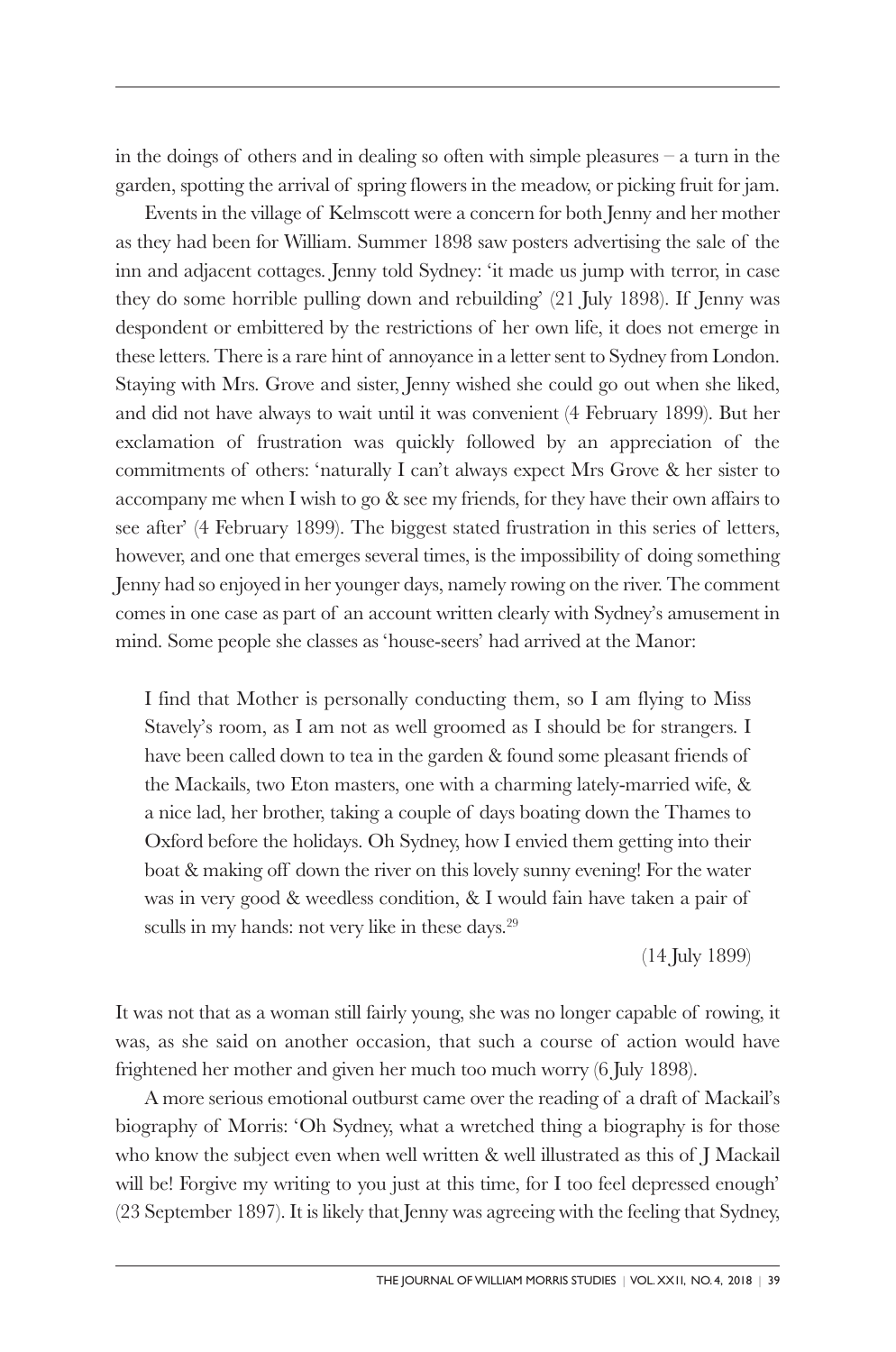in the doings of others and in dealing so often with simple pleasures – a turn in the garden, spotting the arrival of spring flowers in the meadow, or picking fruit for jam.

Events in the village of Kelmscott were a concern for both Jenny and her mother as they had been for William. Summer 1898 saw posters advertising the sale of the inn and adjacent cottages. Jenny told Sydney: 'it made us jump with terror, in case they do some horrible pulling down and rebuilding' (21 July 1898). If Jenny was despondent or embittered by the restrictions of her own life, it does not emerge in these letters. There is a rare hint of annoyance in a letter sent to Sydney from London. Staying with Mrs. Grove and sister, Jenny wished she could go out when she liked, and did not have always to wait until it was convenient (4 February 1899). But her exclamation of frustration was quickly followed by an appreciation of the commitments of others: 'naturally I can't always expect Mrs Grove & her sister to accompany me when I wish to go & see my friends, for they have their own affairs to see after' (4 February 1899). The biggest stated frustration in this series of letters, however, and one that emerges several times, is the impossibility of doing something Jenny had so enjoyed in her younger days, namely rowing on the river. The comment comes in one case as part of an account written clearly with Sydney's amusement in mind. Some people she classes as 'house-seers' had arrived at the Manor:

> I find that Mother is personally conducting them, so I am flying to Miss Stavely's room, as I am not as well groomed as I should be for strangers. I have been called down to tea in the garden & found some pleasant friends of the Mackails, two Eton masters, one with a charming lately-married wife, & a nice lad, her brother, taking a couple of days boating down the Thames to Oxford before the holidays. Oh Sydney, how I envied them getting into their boat & making off down the river on this lovely sunny evening! For the water was in very good & weedless condition, & I would fain have taken a pair of sculls in my hands: not very like in these days.[29]
>
> (14 July 1899)

It was not that as a woman still fairly young, she was no longer capable of rowing, it was, as she said on another occasion, that such a course of action would have frightened her mother and given her much too much worry (6 July 1898).

A more serious emotional outburst came over the reading of a draft of Mackail's biography of Morris: 'Oh Sydney, what a wretched thing a biography is for those who know the subject even when well written & well illustrated as this of J Mackail will be! Forgive my writing to you just at this time, for I too feel depressed enough' (23 September 1897). It is likely that Jenny was agreeing with the feeling that Sydney,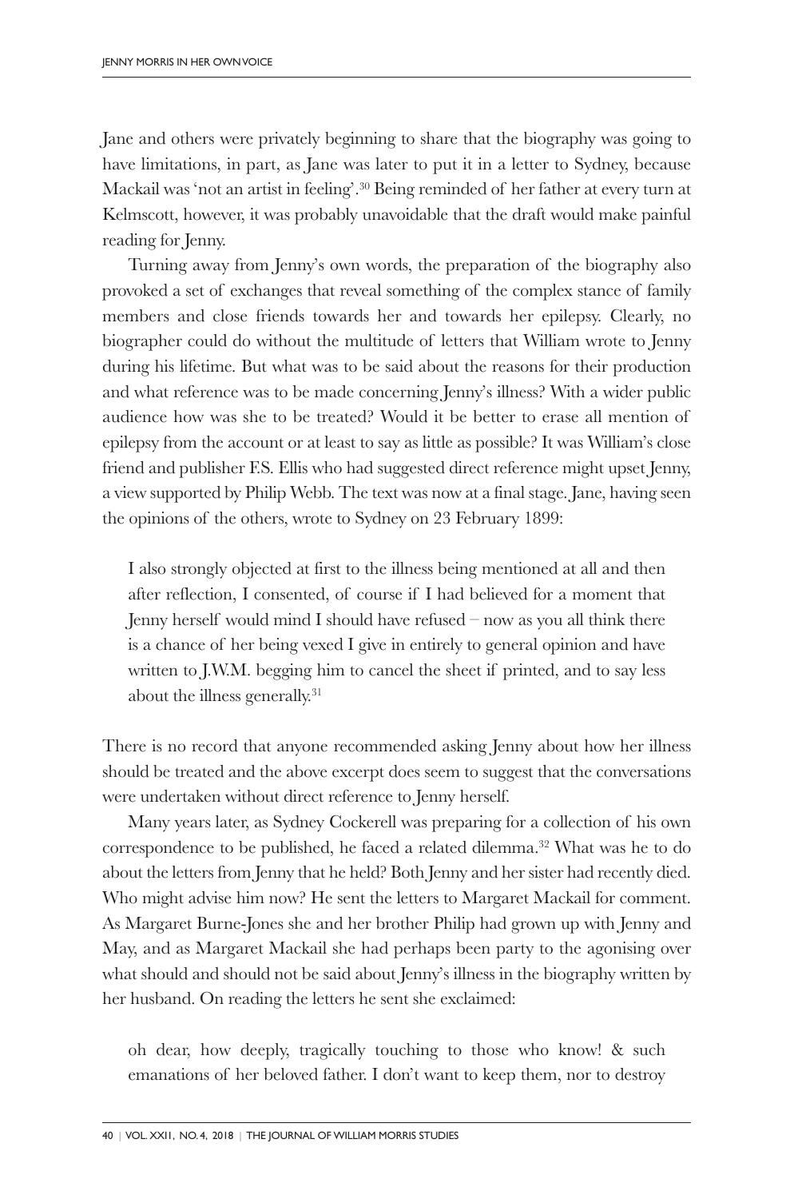Jane and others were privately beginning to share that the biography was going to have limitations, in part, as Jane was later to put it in a letter to Sydney, because Mackail was 'not an artist in feeling'.[30] Being reminded of her father at every turn at Kelmscott, however, it was probably unavoidable that the draft would make painful reading for Jenny.

Turning away from Jenny's own words, the preparation of the biography also provoked a set of exchanges that reveal something of the complex stance of family members and close friends towards her and towards her epilepsy. Clearly, no biographer could do without the multitude of letters that William wrote to Jenny during his lifetime. But what was to be said about the reasons for their production and what reference was to be made concerning Jenny's illness? With a wider public audience how was she to be treated? Would it be better to erase all mention of epilepsy from the account or at least to say as little as possible? It was William's close friend and publisher F.S. Ellis who had suggested direct reference might upset Jenny, a view supported by Philip Webb. The text was now at a final stage. Jane, having seen the opinions of the others, wrote to Sydney on 23 February 1899:

> I also strongly objected at first to the illness being mentioned at all and then after reflection, I consented, of course if I had believed for a moment that Jenny herself would mind I should have refused – now as you all think there is a chance of her being vexed I give in entirely to general opinion and have written to J.W.M. begging him to cancel the sheet if printed, and to say less about the illness generally.[31]

There is no record that anyone recommended asking Jenny about how her illness should be treated and the above excerpt does seem to suggest that the conversations were undertaken without direct reference to Jenny herself.

Many years later, as Sydney Cockerell was preparing for a collection of his own correspondence to be published, he faced a related dilemma.[32] What was he to do about the letters from Jenny that he held? Both Jenny and her sister had recently died. Who might advise him now? He sent the letters to Margaret Mackail for comment. As Margaret Burne-Jones she and her brother Philip had grown up with Jenny and May, and as Margaret Mackail she had perhaps been party to the agonising over what should and should not be said about Jenny's illness in the biography written by her husband. On reading the letters he sent she exclaimed:

> oh dear, how deeply, tragically touching to those who know! & such emanations of her beloved father. I don't want to keep them, nor to destroy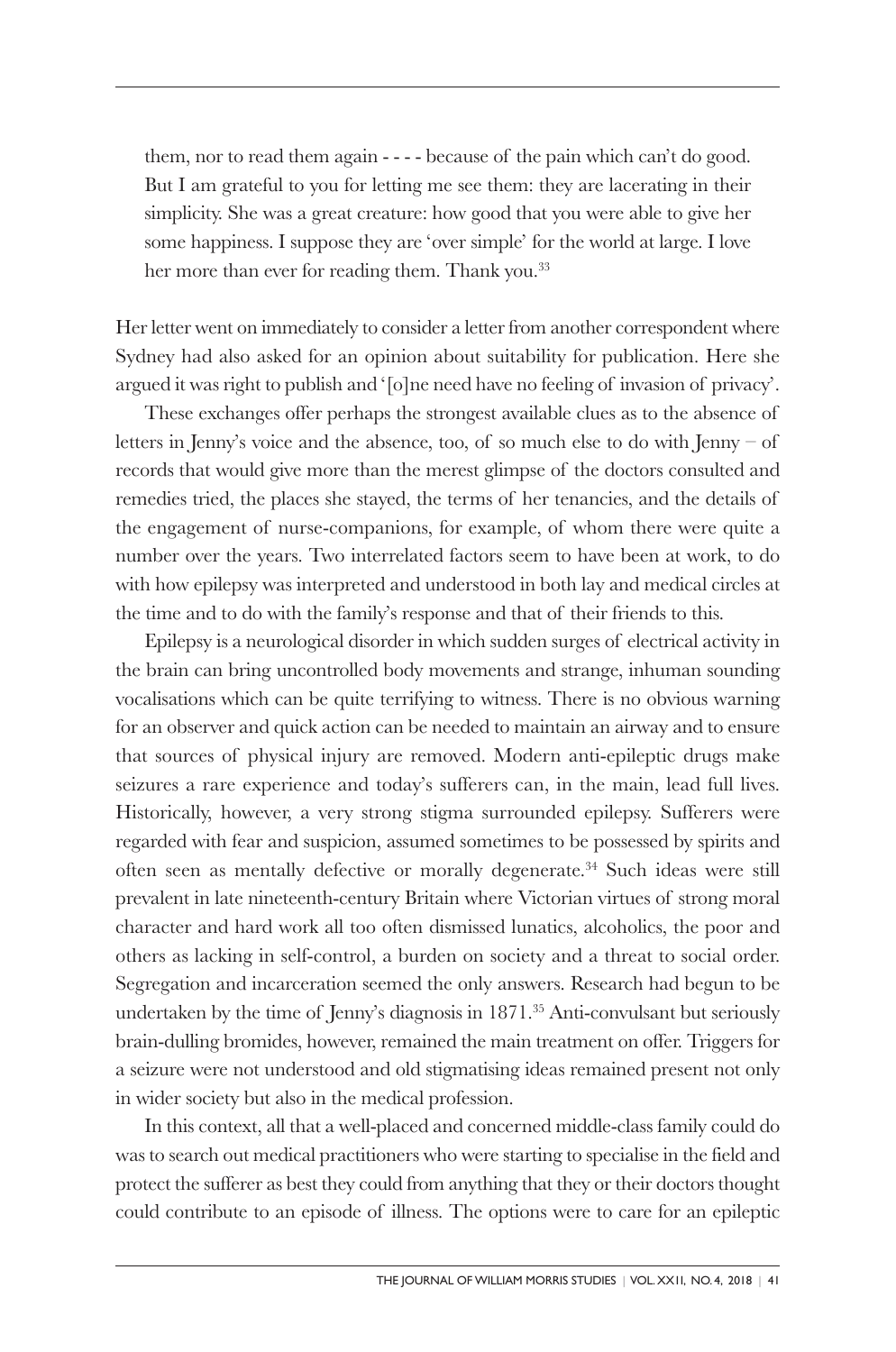them, nor to read them again - - - - because of the pain which can't do good. But I am grateful to you for letting me see them: they are lacerating in their simplicity. She was a great creature: how good that you were able to give her some happiness. I suppose they are 'over simple' for the world at large. I love her more than ever for reading them. Thank you.[33]

Her letter went on immediately to consider a letter from another correspondent where Sydney had also asked for an opinion about suitability for publication. Here she argued it was right to publish and '[o]ne need have no feeling of invasion of privacy'.

These exchanges offer perhaps the strongest available clues as to the absence of letters in Jenny's voice and the absence, too, of so much else to do with Jenny – of records that would give more than the merest glimpse of the doctors consulted and remedies tried, the places she stayed, the terms of her tenancies, and the details of the engagement of nurse-companions, for example, of whom there were quite a number over the years. Two interrelated factors seem to have been at work, to do with how epilepsy was interpreted and understood in both lay and medical circles at the time and to do with the family's response and that of their friends to this.

Epilepsy is a neurological disorder in which sudden surges of electrical activity in the brain can bring uncontrolled body movements and strange, inhuman sounding vocalisations which can be quite terrifying to witness. There is no obvious warning for an observer and quick action can be needed to maintain an airway and to ensure that sources of physical injury are removed. Modern anti-epileptic drugs make seizures a rare experience and today's sufferers can, in the main, lead full lives. Historically, however, a very strong stigma surrounded epilepsy. Sufferers were regarded with fear and suspicion, assumed sometimes to be possessed by spirits and often seen as mentally defective or morally degenerate.[34] Such ideas were still prevalent in late nineteenth-century Britain where Victorian virtues of strong moral character and hard work all too often dismissed lunatics, alcoholics, the poor and others as lacking in self-control, a burden on society and a threat to social order. Segregation and incarceration seemed the only answers. Research had begun to be undertaken by the time of Jenny's diagnosis in 1871.[35] Anti-convulsant but seriously brain-dulling bromides, however, remained the main treatment on offer. Triggers for a seizure were not understood and old stigmatising ideas remained present not only in wider society but also in the medical profession.

In this context, all that a well-placed and concerned middle-class family could do was to search out medical practitioners who were starting to specialise in the field and protect the sufferer as best they could from anything that they or their doctors thought could contribute to an episode of illness. The options were to care for an epileptic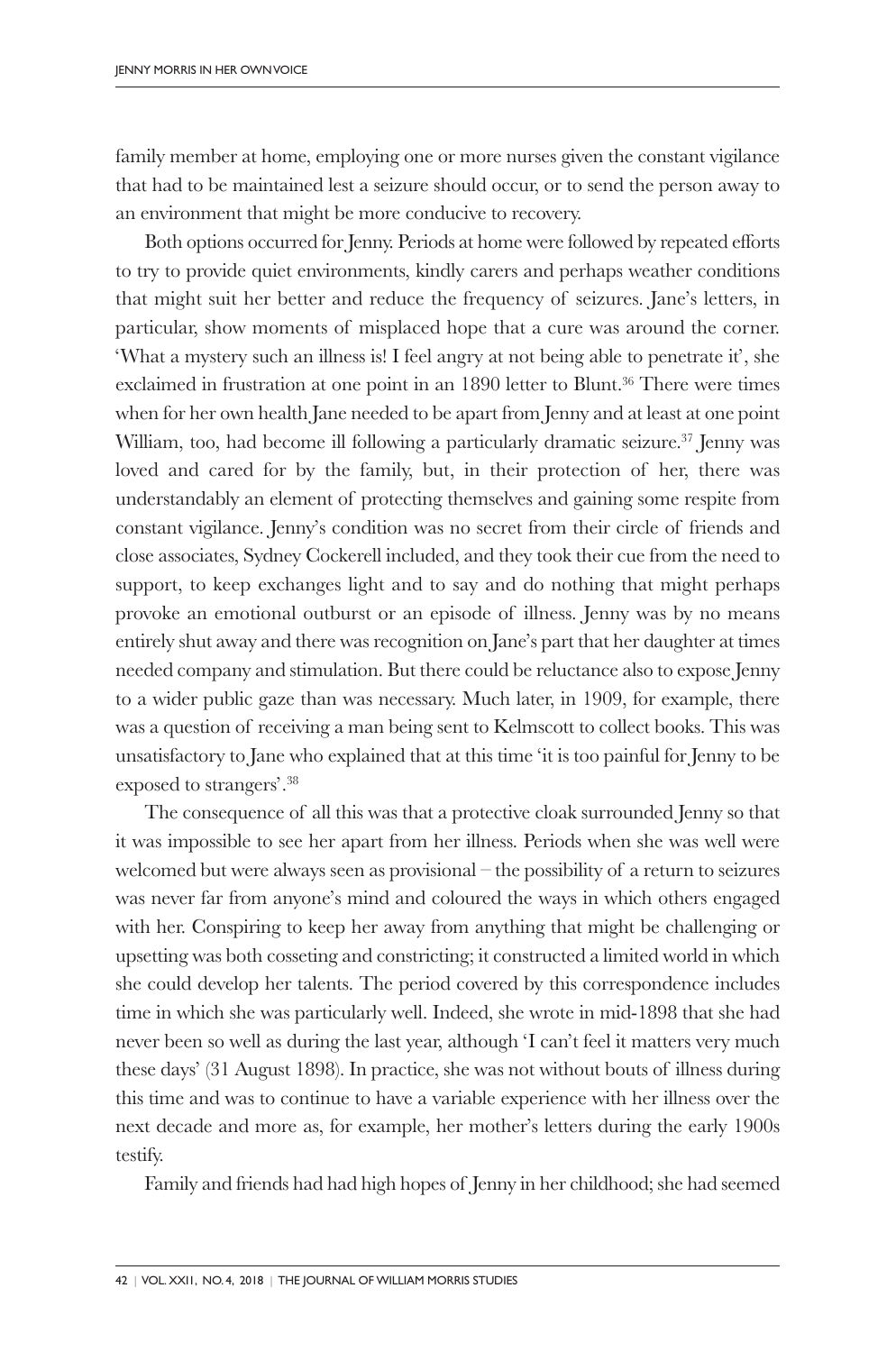family member at home, employing one or more nurses given the constant vigilance that had to be maintained lest a seizure should occur, or to send the person away to an environment that might be more conducive to recovery.

Both options occurred for Jenny. Periods at home were followed by repeated efforts to try to provide quiet environments, kindly carers and perhaps weather conditions that might suit her better and reduce the frequency of seizures. Jane's letters, in particular, show moments of misplaced hope that a cure was around the corner. 'What a mystery such an illness is! I feel angry at not being able to penetrate it', she exclaimed in frustration at one point in an 1890 letter to Blunt.[36] There were times when for her own health Jane needed to be apart from Jenny and at least at one point William, too, had become ill following a particularly dramatic seizure.[37] Jenny was loved and cared for by the family, but, in their protection of her, there was understandably an element of protecting themselves and gaining some respite from constant vigilance. Jenny's condition was no secret from their circle of friends and close associates, Sydney Cockerell included, and they took their cue from the need to support, to keep exchanges light and to say and do nothing that might perhaps provoke an emotional outburst or an episode of illness. Jenny was by no means entirely shut away and there was recognition on Jane's part that her daughter at times needed company and stimulation. But there could be reluctance also to expose Jenny to a wider public gaze than was necessary. Much later, in 1909, for example, there was a question of receiving a man being sent to Kelmscott to collect books. This was unsatisfactory to Jane who explained that at this time 'it is too painful for Jenny to be exposed to strangers'.[38]

The consequence of all this was that a protective cloak surrounded Jenny so that it was impossible to see her apart from her illness. Periods when she was well were welcomed but were always seen as provisional – the possibility of a return to seizures was never far from anyone's mind and coloured the ways in which others engaged with her. Conspiring to keep her away from anything that might be challenging or upsetting was both cosseting and constricting; it constructed a limited world in which she could develop her talents. The period covered by this correspondence includes time in which she was particularly well. Indeed, she wrote in mid-1898 that she had never been so well as during the last year, although 'I can't feel it matters very much these days' (31 August 1898). In practice, she was not without bouts of illness during this time and was to continue to have a variable experience with her illness over the next decade and more as, for example, her mother's letters during the early 1900s testify.

Family and friends had had high hopes of Jenny in her childhood; she had seemed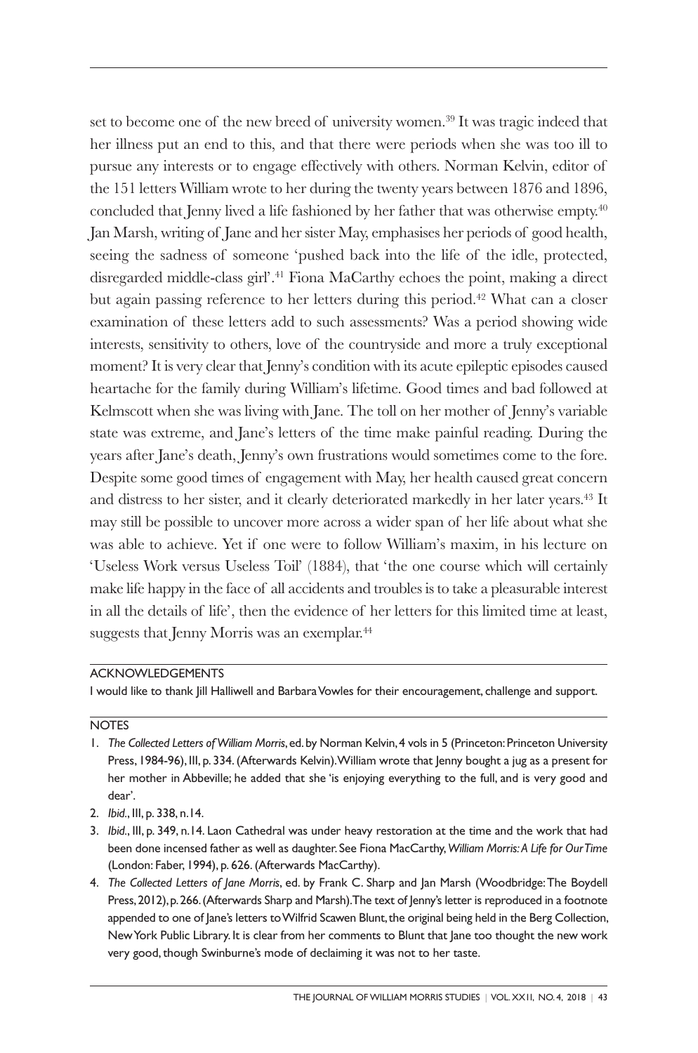set to become one of the new breed of university women.[39] It was tragic indeed that her illness put an end to this, and that there were periods when she was too ill to pursue any interests or to engage effectively with others. Norman Kelvin, editor of the 151 letters William wrote to her during the twenty years between 1876 and 1896, concluded that Jenny lived a life fashioned by her father that was otherwise empty.[40] Jan Marsh, writing of Jane and her sister May, emphasises her periods of good health, seeing the sadness of someone 'pushed back into the life of the idle, protected, disregarded middle-class girl'.[41] Fiona MaCarthy echoes the point, making a direct but again passing reference to her letters during this period.[42] What can a closer examination of these letters add to such assessments? Was a period showing wide interests, sensitivity to others, love of the countryside and more a truly exceptional moment? It is very clear that Jenny's condition with its acute epileptic episodes caused heartache for the family during William's lifetime. Good times and bad followed at Kelmscott when she was living with Jane. The toll on her mother of Jenny's variable state was extreme, and Jane's letters of the time make painful reading. During the years after Jane's death, Jenny's own frustrations would sometimes come to the fore. Despite some good times of engagement with May, her health caused great concern and distress to her sister, and it clearly deteriorated markedly in her later years.[43] It may still be possible to uncover more across a wider span of her life about what she was able to achieve. Yet if one were to follow William's maxim, in his lecture on 'Useless Work versus Useless Toil' (1884), that 'the one course which will certainly make life happy in the face of all accidents and troubles is to take a pleasurable interest in all the details of life', then the evidence of her letters for this limited time at least, suggests that Jenny Morris was an exemplar.[44]

## ACKNOWLEDGEMENTS

I would like to thank Jill Halliwell and Barbara Vowles for their encouragement, challenge and support.

## NOTES

1. *The Collected Letters of William Morris*, ed. by Norman Kelvin, 4 vols in 5 (Princeton: Princeton University Press, 1984-96), III, p. 334. (Afterwards Kelvin). William wrote that Jenny bought a jug as a present for her mother in Abbeville; he added that she 'is enjoying everything to the full, and is very good and dear'.
2. *Ibid.*, III, p. 338, n.14.
3. *Ibid.*, III, p. 349, n.14. Laon Cathedral was under heavy restoration at the time and the work that had been done incensed father as well as daughter. See Fiona MacCarthy, *William Morris: A Life for Our Time* (London: Faber, 1994), p. 626. (Afterwards MacCarthy).
4. *The Collected Letters of Jane Morris*, ed. by Frank C. Sharp and Jan Marsh (Woodbridge: The Boydell Press, 2012), p. 266. (Afterwards Sharp and Marsh). The text of Jenny's letter is reproduced in a footnote appended to one of Jane's letters to Wilfrid Scawen Blunt, the original being held in the Berg Collection, New York Public Library. It is clear from her comments to Blunt that Jane too thought the new work very good, though Swinburne's mode of declaiming it was not to her taste.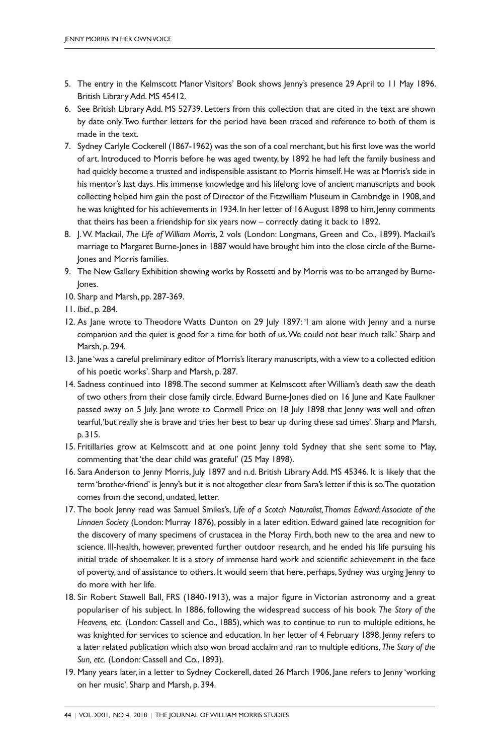5. The entry in the Kelmscott Manor Visitors' Book shows Jenny's presence 29 April to 11 May 1896. British Library Add. MS 45412.
6. See British Library Add. MS 52739. Letters from this collection that are cited in the text are shown by date only. Two further letters for the period have been traced and reference to both of them is made in the text.
7. Sydney Carlyle Cockerell (1867-1962) was the son of a coal merchant, but his first love was the world of art. Introduced to Morris before he was aged twenty, by 1892 he had left the family business and had quickly become a trusted and indispensible assistant to Morris himself. He was at Morris's side in his mentor's last days. His immense knowledge and his lifelong love of ancient manuscripts and book collecting helped him gain the post of Director of the Fitzwilliam Museum in Cambridge in 1908, and he was knighted for his achievements in 1934. In her letter of 16 August 1898 to him, Jenny comments that theirs has been a friendship for six years now – correctly dating it back to 1892.
8. J. W. Mackail, *The Life of William Morris*, 2 vols (London: Longmans, Green and Co., 1899). Mackail's marriage to Margaret Burne-Jones in 1887 would have brought him into the close circle of the Burne-Jones and Morris families.
9. The New Gallery Exhibition showing works by Rossetti and by Morris was to be arranged by Burne-Jones.
10. Sharp and Marsh, pp. 287-369.
11. *Ibid.*, p. 284.
12. As Jane wrote to Theodore Watts Dunton on 29 July 1897: 'I am alone with Jenny and a nurse companion and the quiet is good for a time for both of us. We could not bear much talk.' Sharp and Marsh, p. 294.
13. Jane 'was a careful preliminary editor of Morris's literary manuscripts, with a view to a collected edition of his poetic works'. Sharp and Marsh, p. 287.
14. Sadness continued into 1898. The second summer at Kelmscott after William's death saw the death of two others from their close family circle. Edward Burne-Jones died on 16 June and Kate Faulkner passed away on 5 July. Jane wrote to Cormell Price on 18 July 1898 that Jenny was well and often tearful, 'but really she is brave and tries her best to bear up during these sad times'. Sharp and Marsh, p. 315.
15. Fritillaries grow at Kelmscott and at one point Jenny told Sydney that she sent some to May, commenting that 'the dear child was grateful' (25 May 1898).
16. Sara Anderson to Jenny Morris, July 1897 and n.d. British Library Add. MS 45346. It is likely that the term 'brother-friend' is Jenny's but it is not altogether clear from Sara's letter if this is so. The quotation comes from the second, undated, letter.
17. The book Jenny read was Samuel Smiles's, *Life of a Scotch Naturalist, Thomas Edward: Associate of the Linnaen Society* (London: Murray 1876), possibly in a later edition. Edward gained late recognition for the discovery of many specimens of crustacea in the Moray Firth, both new to the area and new to science. Ill-health, however, prevented further outdoor research, and he ended his life pursuing his initial trade of shoemaker. It is a story of immense hard work and scientific achievement in the face of poverty, and of assistance to others. It would seem that here, perhaps, Sydney was urging Jenny to do more with her life.
18. Sir Robert Stawell Ball, FRS (1840-1913), was a major figure in Victorian astronomy and a great populariser of his subject. In 1886, following the widespread success of his book *The Story of the Heavens, etc.* (London: Cassell and Co., 1885), which was to continue to run to multiple editions, he was knighted for services to science and education. In her letter of 4 February 1898, Jenny refers to a later related publication which also won broad acclaim and ran to multiple editions, *The Story of the Sun, etc.* (London: Cassell and Co., 1893).
19. Many years later, in a letter to Sydney Cockerell, dated 26 March 1906, Jane refers to Jenny 'working on her music'. Sharp and Marsh, p. 394.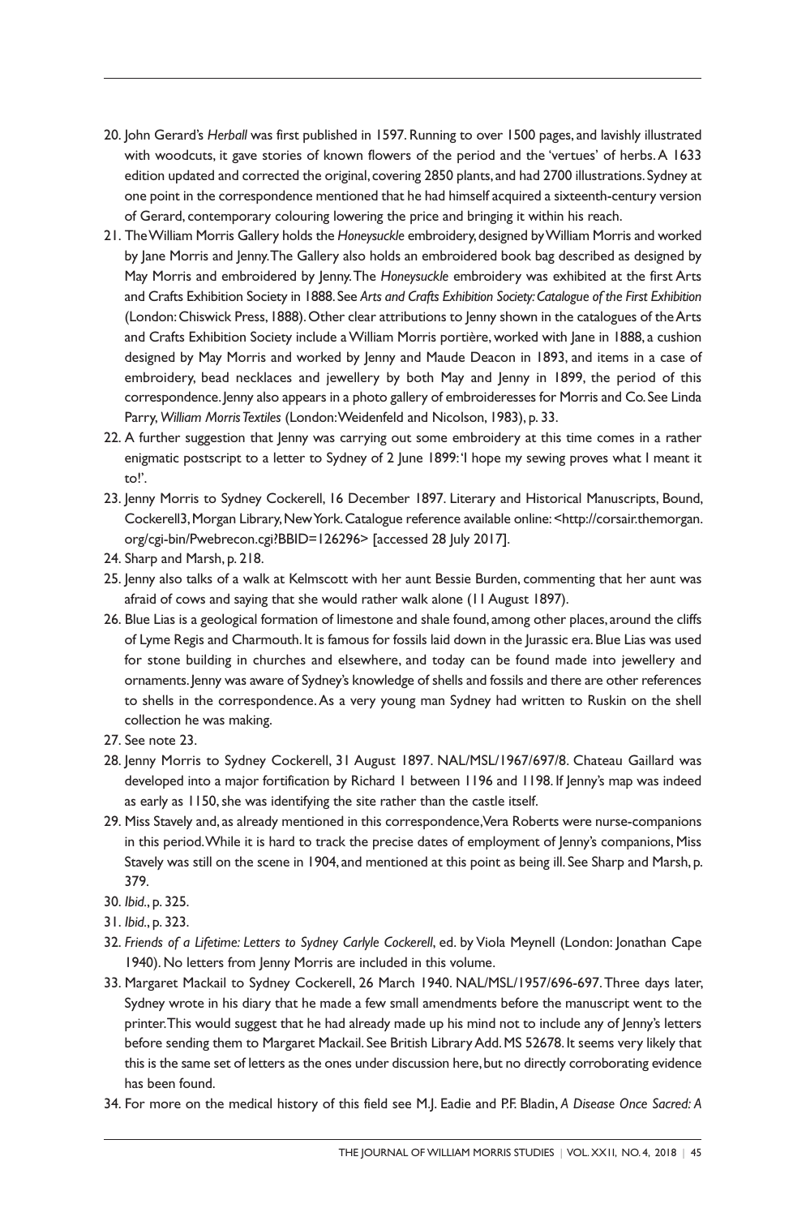20. John Gerard's *Herball* was first published in 1597. Running to over 1500 pages, and lavishly illustrated with woodcuts, it gave stories of known flowers of the period and the 'vertues' of herbs. A 1633 edition updated and corrected the original, covering 2850 plants, and had 2700 illustrations. Sydney at one point in the correspondence mentioned that he had himself acquired a sixteenth-century version of Gerard, contemporary colouring lowering the price and bringing it within his reach.
21. The William Morris Gallery holds the *Honeysuckle* embroidery, designed by William Morris and worked by Jane Morris and Jenny. The Gallery also holds an embroidered book bag described as designed by May Morris and embroidered by Jenny. The *Honeysuckle* embroidery was exhibited at the first Arts and Crafts Exhibition Society in 1888. See *Arts and Crafts Exhibition Society: Catalogue of the First Exhibition* (London: Chiswick Press, 1888). Other clear attributions to Jenny shown in the catalogues of the Arts and Crafts Exhibition Society include a William Morris portière, worked with Jane in 1888, a cushion designed by May Morris and worked by Jenny and Maude Deacon in 1893, and items in a case of embroidery, bead necklaces and jewellery by both May and Jenny in 1899, the period of this correspondence. Jenny also appears in a photo gallery of embroideresses for Morris and Co. See Linda Parry, *William Morris Textiles* (London: Weidenfeld and Nicolson, 1983), p. 33.
22. A further suggestion that Jenny was carrying out some embroidery at this time comes in a rather enigmatic postscript to a letter to Sydney of 2 June 1899: 'I hope my sewing proves what I meant it to!'.
23. Jenny Morris to Sydney Cockerell, 16 December 1897. Literary and Historical Manuscripts, Bound, Cockerell3, Morgan Library, New York. Catalogue reference available online: <http://corsair.themorgan.org/cgi-bin/Pwebrecon.cgi?BBID=126296> [accessed 28 July 2017].
24. Sharp and Marsh, p. 218.
25. Jenny also talks of a walk at Kelmscott with her aunt Bessie Burden, commenting that her aunt was afraid of cows and saying that she would rather walk alone (11 August 1897).
26. Blue Lias is a geological formation of limestone and shale found, among other places, around the cliffs of Lyme Regis and Charmouth. It is famous for fossils laid down in the Jurassic era. Blue Lias was used for stone building in churches and elsewhere, and today can be found made into jewellery and ornaments. Jenny was aware of Sydney's knowledge of shells and fossils and there are other references to shells in the correspondence. As a very young man Sydney had written to Ruskin on the shell collection he was making.
27. See note 23.
28. Jenny Morris to Sydney Cockerell, 31 August 1897. NAL/MSL/1967/697/8. Chateau Gaillard was developed into a major fortification by Richard I between 1196 and 1198. If Jenny's map was indeed as early as 1150, she was identifying the site rather than the castle itself.
29. Miss Stavely and, as already mentioned in this correspondence, Vera Roberts were nurse-companions in this period. While it is hard to track the precise dates of employment of Jenny's companions, Miss Stavely was still on the scene in 1904, and mentioned at this point as being ill. See Sharp and Marsh, p. 379.
30. *Ibid*., p. 325.
31. *Ibid*., p. 323.
32. *Friends of a Lifetime: Letters to Sydney Carlyle Cockerell*, ed. by Viola Meynell (London: Jonathan Cape 1940). No letters from Jenny Morris are included in this volume.
33. Margaret Mackail to Sydney Cockerell, 26 March 1940. NAL/MSL/1957/696-697. Three days later, Sydney wrote in his diary that he made a few small amendments before the manuscript went to the printer. This would suggest that he had already made up his mind not to include any of Jenny's letters before sending them to Margaret Mackail. See British Library Add. MS 52678. It seems very likely that this is the same set of letters as the ones under discussion here, but no directly corroborating evidence has been found.
34. For more on the medical history of this field see M.J. Eadie and P.F. Bladin, *A Disease Once Sacred: A*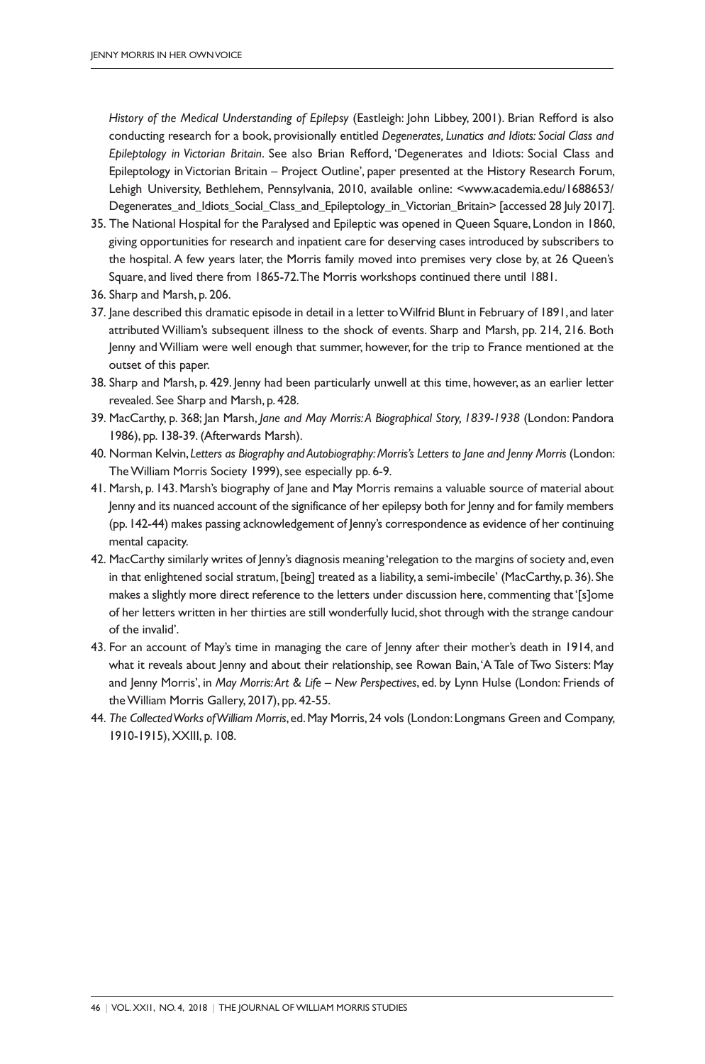*History of the Medical Understanding of Epilepsy* (Eastleigh: John Libbey, 2001). Brian Refford is also conducting research for a book, provisionally entitled *Degenerates, Lunatics and Idiots: Social Class and Epileptology in Victorian Britain*. See also Brian Refford, 'Degenerates and Idiots: Social Class and Epileptology in Victorian Britain – Project Outline', paper presented at the History Research Forum, Lehigh University, Bethlehem, Pennsylvania, 2010, available online: <www.academia.edu/1688653/Degenerates_and_Idiots_Social_Class_and_Epileptology_in_Victorian_Britain> [accessed 28 July 2017].

35. The National Hospital for the Paralysed and Epileptic was opened in Queen Square, London in 1860, giving opportunities for research and inpatient care for deserving cases introduced by subscribers to the hospital. A few years later, the Morris family moved into premises very close by, at 26 Queen's Square, and lived there from 1865-72. The Morris workshops continued there until 1881.
36. Sharp and Marsh, p. 206.
37. Jane described this dramatic episode in detail in a letter to Wilfrid Blunt in February of 1891, and later attributed William's subsequent illness to the shock of events. Sharp and Marsh, pp. 214, 216. Both Jenny and William were well enough that summer, however, for the trip to France mentioned at the outset of this paper.
38. Sharp and Marsh, p. 429. Jenny had been particularly unwell at this time, however, as an earlier letter revealed. See Sharp and Marsh, p. 428.
39. MacCarthy, p. 368; Jan Marsh, *Jane and May Morris: A Biographical Story, 1839-1938* (London: Pandora 1986), pp. 138-39. (Afterwards Marsh).
40. Norman Kelvin, *Letters as Biography and Autobiography: Morris's Letters to Jane and Jenny Morris* (London: The William Morris Society 1999), see especially pp. 6-9.
41. Marsh, p. 143. Marsh's biography of Jane and May Morris remains a valuable source of material about Jenny and its nuanced account of the significance of her epilepsy both for Jenny and for family members (pp. 142-44) makes passing acknowledgement of Jenny's correspondence as evidence of her continuing mental capacity.
42. MacCarthy similarly writes of Jenny's diagnosis meaning 'relegation to the margins of society and, even in that enlightened social stratum, [being] treated as a liability, a semi-imbecile' (MacCarthy, p. 36). She makes a slightly more direct reference to the letters under discussion here, commenting that '[s]ome of her letters written in her thirties are still wonderfully lucid, shot through with the strange candour of the invalid'.
43. For an account of May's time in managing the care of Jenny after their mother's death in 1914, and what it reveals about Jenny and about their relationship, see Rowan Bain, 'A Tale of Two Sisters: May and Jenny Morris', in *May Morris: Art & Life – New Perspectives*, ed. by Lynn Hulse (London: Friends of the William Morris Gallery, 2017), pp. 42-55.
44. *The Collected Works of William Morris*, ed. May Morris, 24 vols (London: Longmans Green and Company, 1910-1915), XXIII, p. 108.